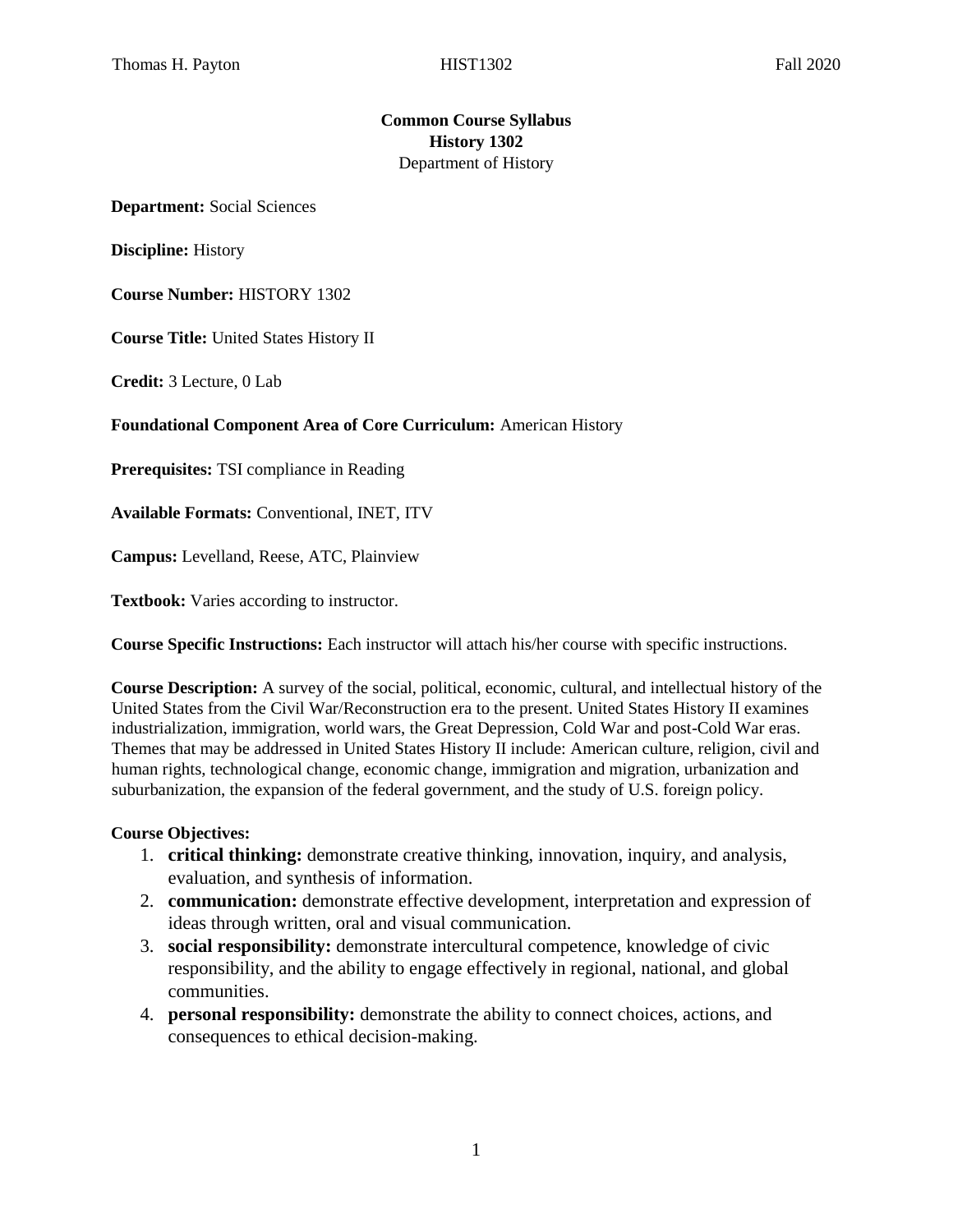**Common Course Syllabus**
**History 1302**
Department of History

**Department:** Social Sciences

**Discipline:** History

**Course Number:** HISTORY 1302

**Course Title:** United States History II

**Credit:** 3 Lecture, 0 Lab

**Foundational Component Area of Core Curriculum:** American History

**Prerequisites:** TSI compliance in Reading

**Available Formats:** Conventional, INET, ITV

**Campus:** Levelland, Reese, ATC, Plainview

**Textbook:** Varies according to instructor.

**Course Specific Instructions:** Each instructor will attach his/her course with specific instructions.

**Course Description:** A survey of the social, political, economic, cultural, and intellectual history of the United States from the Civil War/Reconstruction era to the present. United States History II examines industrialization, immigration, world wars, the Great Depression, Cold War and post-Cold War eras. Themes that may be addressed in United States History II include: American culture, religion, civil and human rights, technological change, economic change, immigration and migration, urbanization and suburbanization, the expansion of the federal government, and the study of U.S. foreign policy.

**Course Objectives:**

1. **critical thinking:** demonstrate creative thinking, innovation, inquiry, and analysis, evaluation, and synthesis of information.
2. **communication:** demonstrate effective development, interpretation and expression of ideas through written, oral and visual communication.
3. **social responsibility:** demonstrate intercultural competence, knowledge of civic responsibility, and the ability to engage effectively in regional, national, and global communities.
4. **personal responsibility:** demonstrate the ability to connect choices, actions, and consequences to ethical decision-making.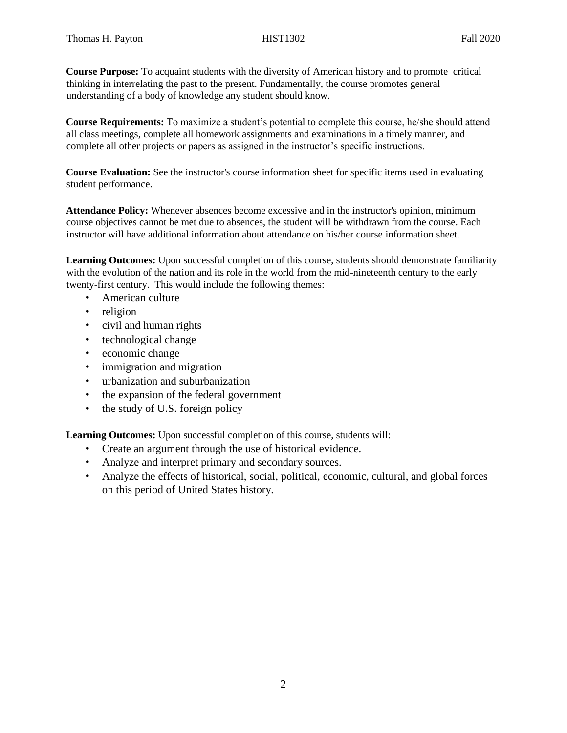**Course Purpose:** To acquaint students with the diversity of American history and to promote critical thinking in interrelating the past to the present. Fundamentally, the course promotes general understanding of a body of knowledge any student should know.

**Course Requirements:** To maximize a student's potential to complete this course, he/she should attend all class meetings, complete all homework assignments and examinations in a timely manner, and complete all other projects or papers as assigned in the instructor's specific instructions.

**Course Evaluation:** See the instructor's course information sheet for specific items used in evaluating student performance.

**Attendance Policy:** Whenever absences become excessive and in the instructor's opinion, minimum course objectives cannot be met due to absences, the student will be withdrawn from the course. Each instructor will have additional information about attendance on his/her course information sheet.

**Learning Outcomes:** Upon successful completion of this course, students should demonstrate familiarity with the evolution of the nation and its role in the world from the mid-nineteenth century to the early twenty-first century. This would include the following themes:

- American culture
- religion
- civil and human rights
- technological change
- economic change
- immigration and migration
- urbanization and suburbanization
- the expansion of the federal government
- the study of U.S. foreign policy

**Learning Outcomes:** Upon successful completion of this course, students will:

- Create an argument through the use of historical evidence.
- Analyze and interpret primary and secondary sources.
- Analyze the effects of historical, social, political, economic, cultural, and global forces on this period of United States history.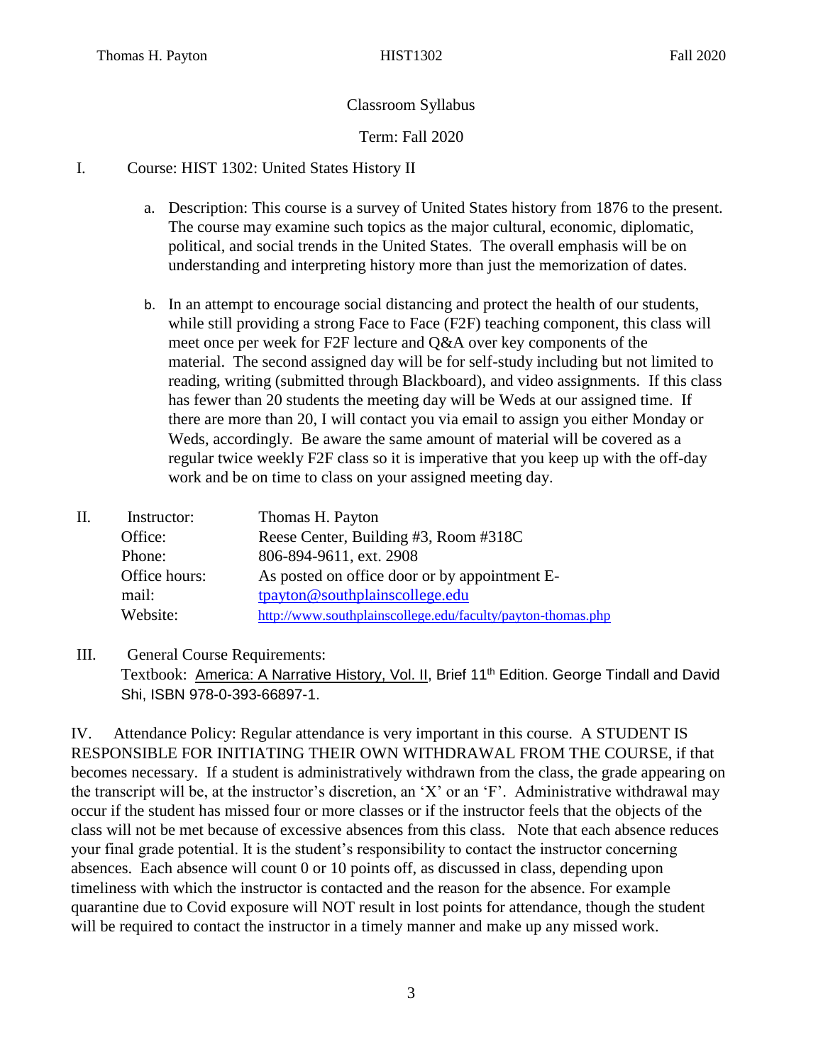Classroom Syllabus

Term: Fall 2020

I. Course: HIST 1302: United States History II

a. Description: This course is a survey of United States history from 1876 to the present. The course may examine such topics as the major cultural, economic, diplomatic, political, and social trends in the United States. The overall emphasis will be on understanding and interpreting history more than just the memorization of dates.

b. In an attempt to encourage social distancing and protect the health of our students, while still providing a strong Face to Face (F2F) teaching component, this class will meet once per week for F2F lecture and Q&A over key components of the material. The second assigned day will be for self-study including but not limited to reading, writing (submitted through Blackboard), and video assignments. If this class has fewer than 20 students the meeting day will be Weds at our assigned time. If there are more than 20, I will contact you via email to assign you either Monday or Weds, accordingly. Be aware the same amount of material will be covered as a regular twice weekly F2F class so it is imperative that you keep up with the off-day work and be on time to class on your assigned meeting day.

II. Instructor: Thomas H. Payton
Office: Reese Center, Building #3, Room #318C
Phone: 806-894-9611, ext. 2908
Office hours: As posted on office door or by appointment
E-mail: tpayton@southplainscollege.edu
Website: http://www.southplainscollege.edu/faculty/payton-thomas.php

III. General Course Requirements:
Textbook: America: A Narrative History, Vol. II, Brief 11th Edition. George Tindall and David Shi, ISBN 978-0-393-66897-1.

IV. Attendance Policy: Regular attendance is very important in this course. A STUDENT IS RESPONSIBLE FOR INITIATING THEIR OWN WITHDRAWAL FROM THE COURSE, if that becomes necessary. If a student is administratively withdrawn from the class, the grade appearing on the transcript will be, at the instructor's discretion, an 'X' or an 'F'. Administrative withdrawal may occur if the student has missed four or more classes or if the instructor feels that the objects of the class will not be met because of excessive absences from this class. Note that each absence reduces your final grade potential. It is the student's responsibility to contact the instructor concerning absences. Each absence will count 0 or 10 points off, as discussed in class, depending upon timeliness with which the instructor is contacted and the reason for the absence. For example quarantine due to Covid exposure will NOT result in lost points for attendance, though the student will be required to contact the instructor in a timely manner and make up any missed work.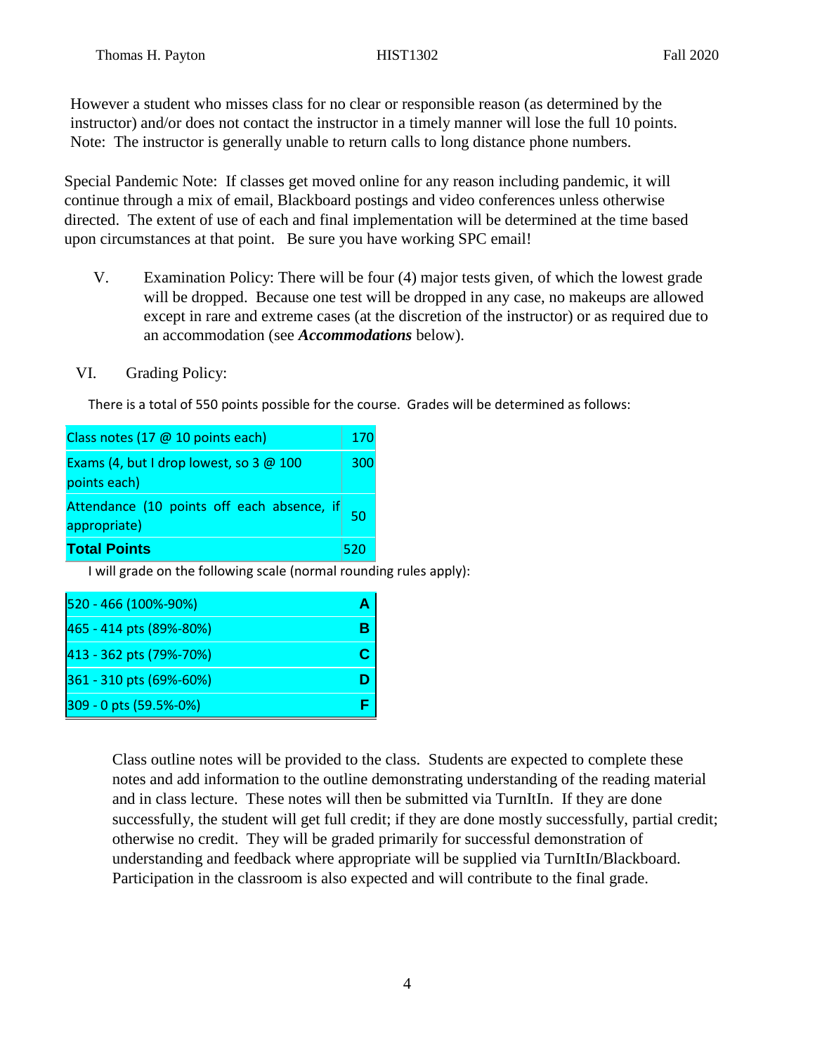However a student who misses class for no clear or responsible reason (as determined by the instructor) and/or does not contact the instructor in a timely manner will lose the full 10 points. Note: The instructor is generally unable to return calls to long distance phone numbers.

Special Pandemic Note: If classes get moved online for any reason including pandemic, it will continue through a mix of email, Blackboard postings and video conferences unless otherwise directed. The extent of use of each and final implementation will be determined at the time based upon circumstances at that point. Be sure you have working SPC email!

V. Examination Policy: There will be four (4) major tests given, of which the lowest grade will be dropped. Because one test will be dropped in any case, no makeups are allowed except in rare and extreme cases (at the discretion of the instructor) or as required due to an accommodation (see ***Accommodations*** below).

VI. Grading Policy:

There is a total of 550 points possible for the course. Grades will be determined as follows:

| Item | Points |
|---|---|
| Class notes (17 @ 10 points each) | 170 |
| Exams (4, but I drop lowest, so 3 @ 100 points each) | 300 |
| Attendance (10 points off each absence, if appropriate) | 50 |
| **Total Points** | 520 |

I will grade on the following scale (normal rounding rules apply):

| Range | Grade |
|---|---|
| 520 - 466 (100%-90%) | **A** |
| 465 - 414 pts (89%-80%) | **B** |
| 413 - 362 pts (79%-70%) | **C** |
| 361 - 310 pts (69%-60%) | **D** |
| 309 - 0 pts (59.5%-0%) | **F** |

Class outline notes will be provided to the class. Students are expected to complete these notes and add information to the outline demonstrating understanding of the reading material and in class lecture. These notes will then be submitted via TurnItIn. If they are done successfully, the student will get full credit; if they are done mostly successfully, partial credit; otherwise no credit. They will be graded primarily for successful demonstration of understanding and feedback where appropriate will be supplied via TurnItIn/Blackboard. Participation in the classroom is also expected and will contribute to the final grade.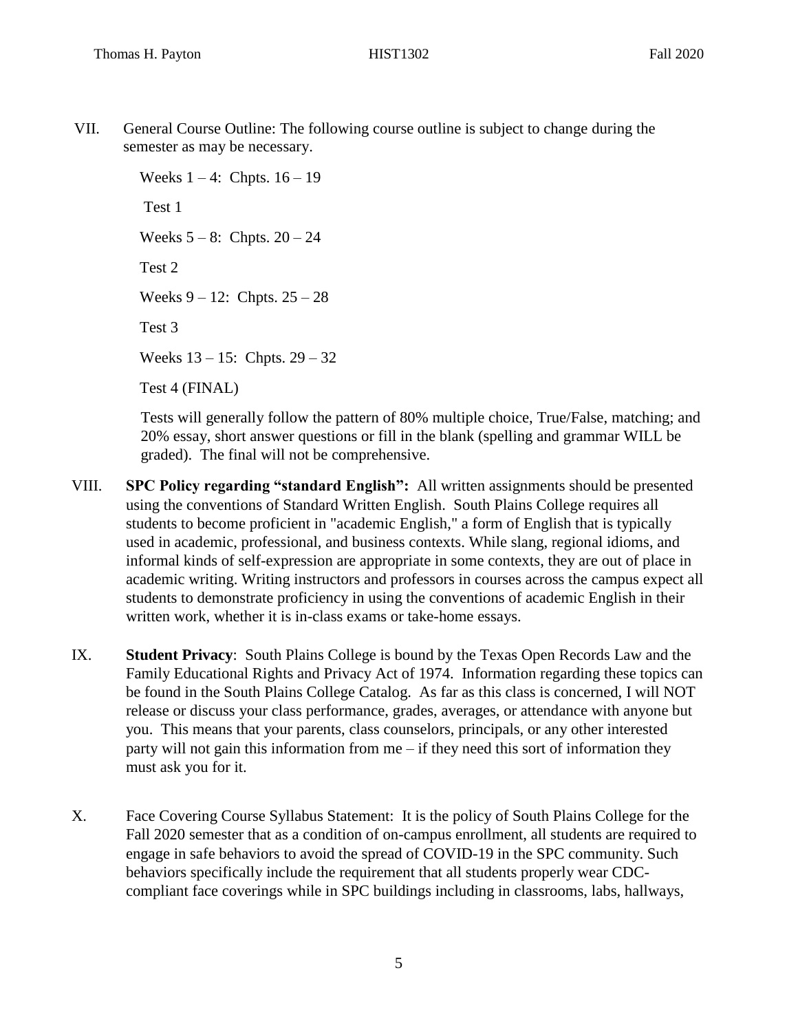VII. General Course Outline: The following course outline is subject to change during the semester as may be necessary.

Weeks 1 – 4: Chpts. 16 – 19

Test 1

Weeks 5 – 8: Chpts. 20 – 24

Test 2

Weeks 9 – 12: Chpts. 25 – 28

Test 3

Weeks 13 – 15: Chpts. 29 – 32

Test 4 (FINAL)

Tests will generally follow the pattern of 80% multiple choice, True/False, matching; and 20% essay, short answer questions or fill in the blank (spelling and grammar WILL be graded). The final will not be comprehensive.

VIII. **SPC Policy regarding "standard English":** All written assignments should be presented using the conventions of Standard Written English. South Plains College requires all students to become proficient in "academic English," a form of English that is typically used in academic, professional, and business contexts. While slang, regional idioms, and informal kinds of self-expression are appropriate in some contexts, they are out of place in academic writing. Writing instructors and professors in courses across the campus expect all students to demonstrate proficiency in using the conventions of academic English in their written work, whether it is in-class exams or take-home essays.

IX. **Student Privacy**: South Plains College is bound by the Texas Open Records Law and the Family Educational Rights and Privacy Act of 1974. Information regarding these topics can be found in the South Plains College Catalog. As far as this class is concerned, I will NOT release or discuss your class performance, grades, averages, or attendance with anyone but you. This means that your parents, class counselors, principals, or any other interested party will not gain this information from me – if they need this sort of information they must ask you for it.

X. Face Covering Course Syllabus Statement: It is the policy of South Plains College for the Fall 2020 semester that as a condition of on-campus enrollment, all students are required to engage in safe behaviors to avoid the spread of COVID-19 in the SPC community. Such behaviors specifically include the requirement that all students properly wear CDC-compliant face coverings while in SPC buildings including in classrooms, labs, hallways,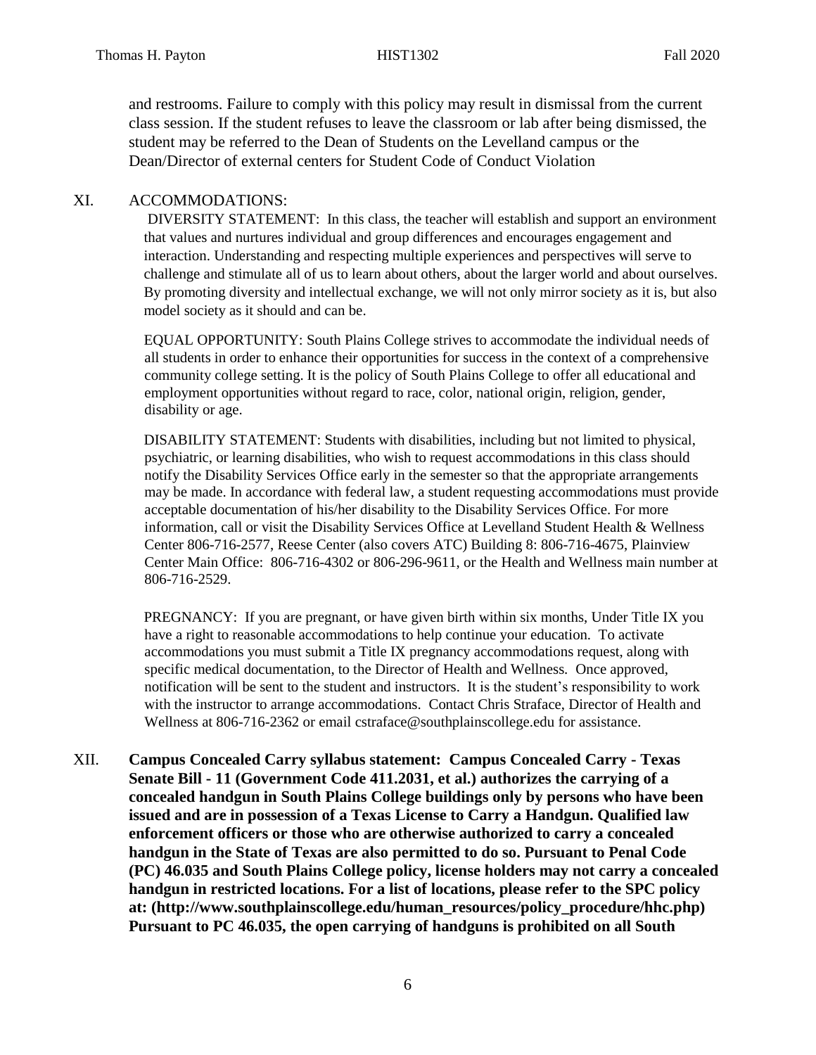and restrooms. Failure to comply with this policy may result in dismissal from the current class session. If the student refuses to leave the classroom or lab after being dismissed, the student may be referred to the Dean of Students on the Levelland campus or the Dean/Director of external centers for Student Code of Conduct Violation

## XI. ACCOMMODATIONS:

DIVERSITY STATEMENT: In this class, the teacher will establish and support an environment that values and nurtures individual and group differences and encourages engagement and interaction. Understanding and respecting multiple experiences and perspectives will serve to challenge and stimulate all of us to learn about others, about the larger world and about ourselves. By promoting diversity and intellectual exchange, we will not only mirror society as it is, but also model society as it should and can be.

EQUAL OPPORTUNITY: South Plains College strives to accommodate the individual needs of all students in order to enhance their opportunities for success in the context of a comprehensive community college setting. It is the policy of South Plains College to offer all educational and employment opportunities without regard to race, color, national origin, religion, gender, disability or age.

DISABILITY STATEMENT: Students with disabilities, including but not limited to physical, psychiatric, or learning disabilities, who wish to request accommodations in this class should notify the Disability Services Office early in the semester so that the appropriate arrangements may be made. In accordance with federal law, a student requesting accommodations must provide acceptable documentation of his/her disability to the Disability Services Office. For more information, call or visit the Disability Services Office at Levelland Student Health & Wellness Center 806-716-2577, Reese Center (also covers ATC) Building 8: 806-716-4675, Plainview Center Main Office: 806-716-4302 or 806-296-9611, or the Health and Wellness main number at 806-716-2529.

PREGNANCY: If you are pregnant, or have given birth within six months, Under Title IX you have a right to reasonable accommodations to help continue your education. To activate accommodations you must submit a Title IX pregnancy accommodations request, along with specific medical documentation, to the Director of Health and Wellness. Once approved, notification will be sent to the student and instructors. It is the student's responsibility to work with the instructor to arrange accommodations. Contact Chris Straface, Director of Health and Wellness at 806-716-2362 or email cstraface@southplainscollege.edu for assistance.

## XII. **Campus Concealed Carry syllabus statement: Campus Concealed Carry - Texas Senate Bill - 11 (Government Code 411.2031, et al.) authorizes the carrying of a concealed handgun in South Plains College buildings only by persons who have been issued and are in possession of a Texas License to Carry a Handgun. Qualified law enforcement officers or those who are otherwise authorized to carry a concealed handgun in the State of Texas are also permitted to do so. Pursuant to Penal Code (PC) 46.035 and South Plains College policy, license holders may not carry a concealed handgun in restricted locations. For a list of locations, please refer to the SPC policy at: (http://www.southplainscollege.edu/human_resources/policy_procedure/hhc.php) Pursuant to PC 46.035, the open carrying of handguns is prohibited on all South**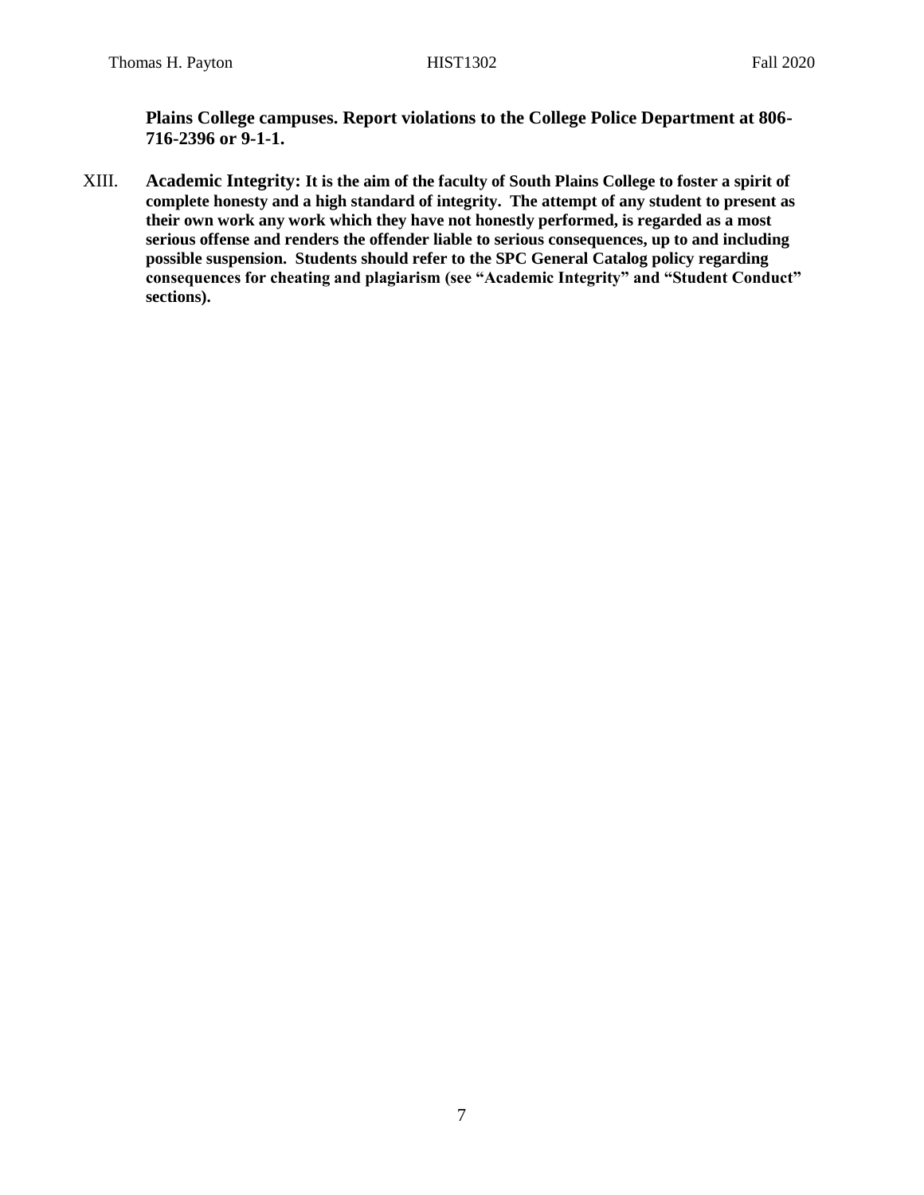**Plains College campuses. Report violations to the College Police Department at 806-716-2396 or 9-1-1.**

XIII. **Academic Integrity: It is the aim of the faculty of South Plains College to foster a spirit of complete honesty and a high standard of integrity. The attempt of any student to present as their own work any work which they have not honestly performed, is regarded as a most serious offense and renders the offender liable to serious consequences, up to and including possible suspension. Students should refer to the SPC General Catalog policy regarding consequences for cheating and plagiarism (see "Academic Integrity" and "Student Conduct" sections).**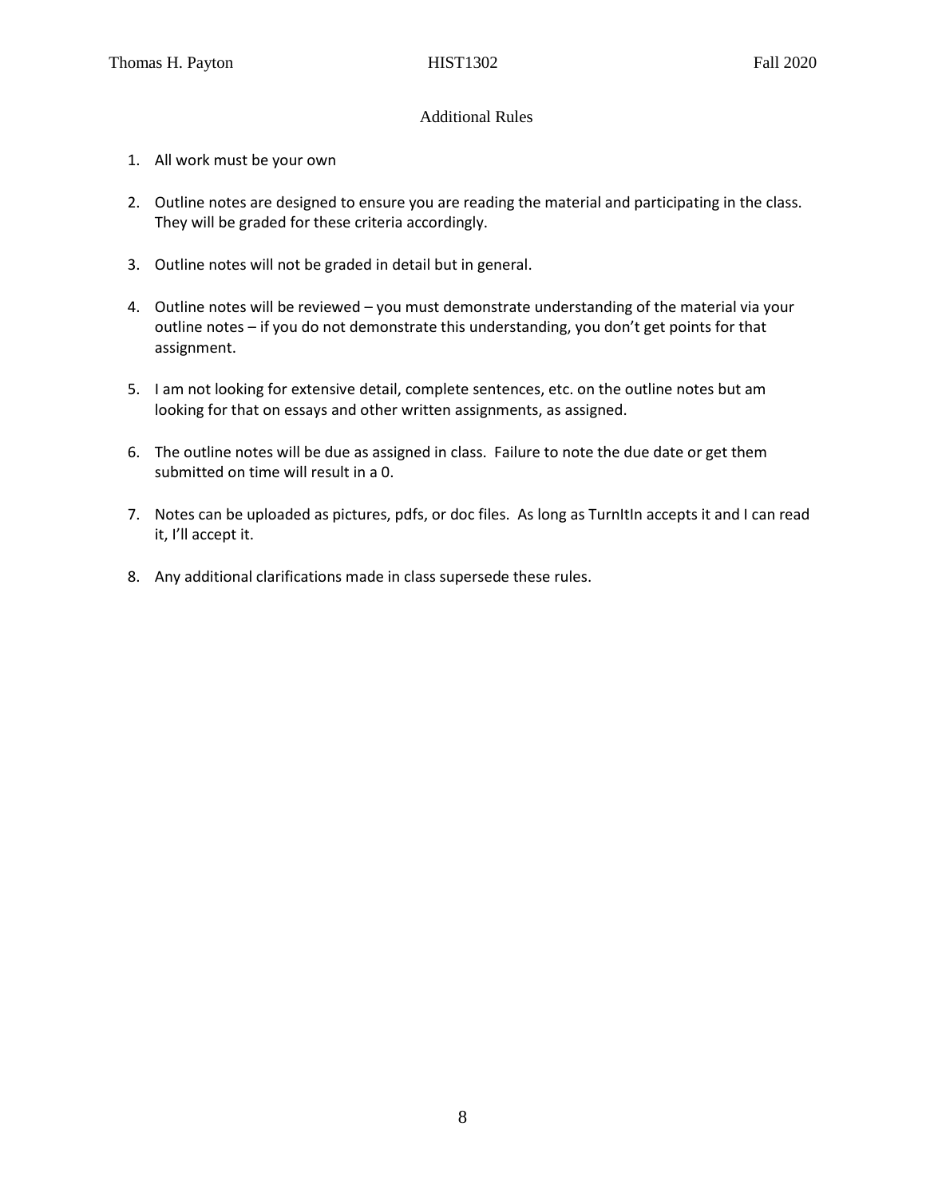## Additional Rules

1. All work must be your own

2. Outline notes are designed to ensure you are reading the material and participating in the class. They will be graded for these criteria accordingly.

3. Outline notes will not be graded in detail but in general.

4. Outline notes will be reviewed – you must demonstrate understanding of the material via your outline notes – if you do not demonstrate this understanding, you don't get points for that assignment.

5. I am not looking for extensive detail, complete sentences, etc. on the outline notes but am looking for that on essays and other written assignments, as assigned.

6. The outline notes will be due as assigned in class. Failure to note the due date or get them submitted on time will result in a 0.

7. Notes can be uploaded as pictures, pdfs, or doc files. As long as TurnItIn accepts it and I can read it, I'll accept it.

8. Any additional clarifications made in class supersede these rules.